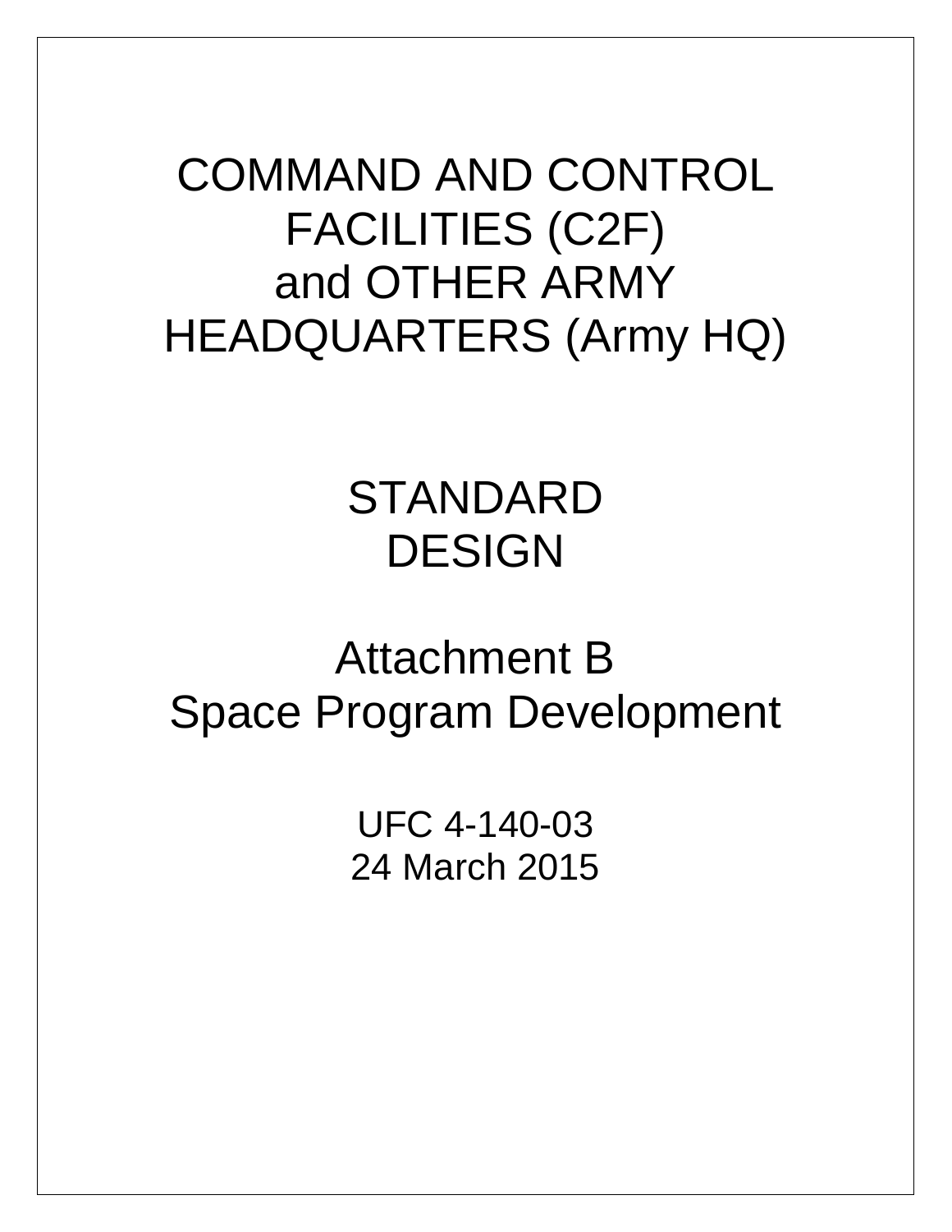# COMMAND AND CONTROL FACILITIES (C2F) and OTHER ARMY HEADQUARTERS (Army HQ)

# STANDARD DESIGN

## Attachment B
## Space Program Development

UFC 4-140-03
24 March 2015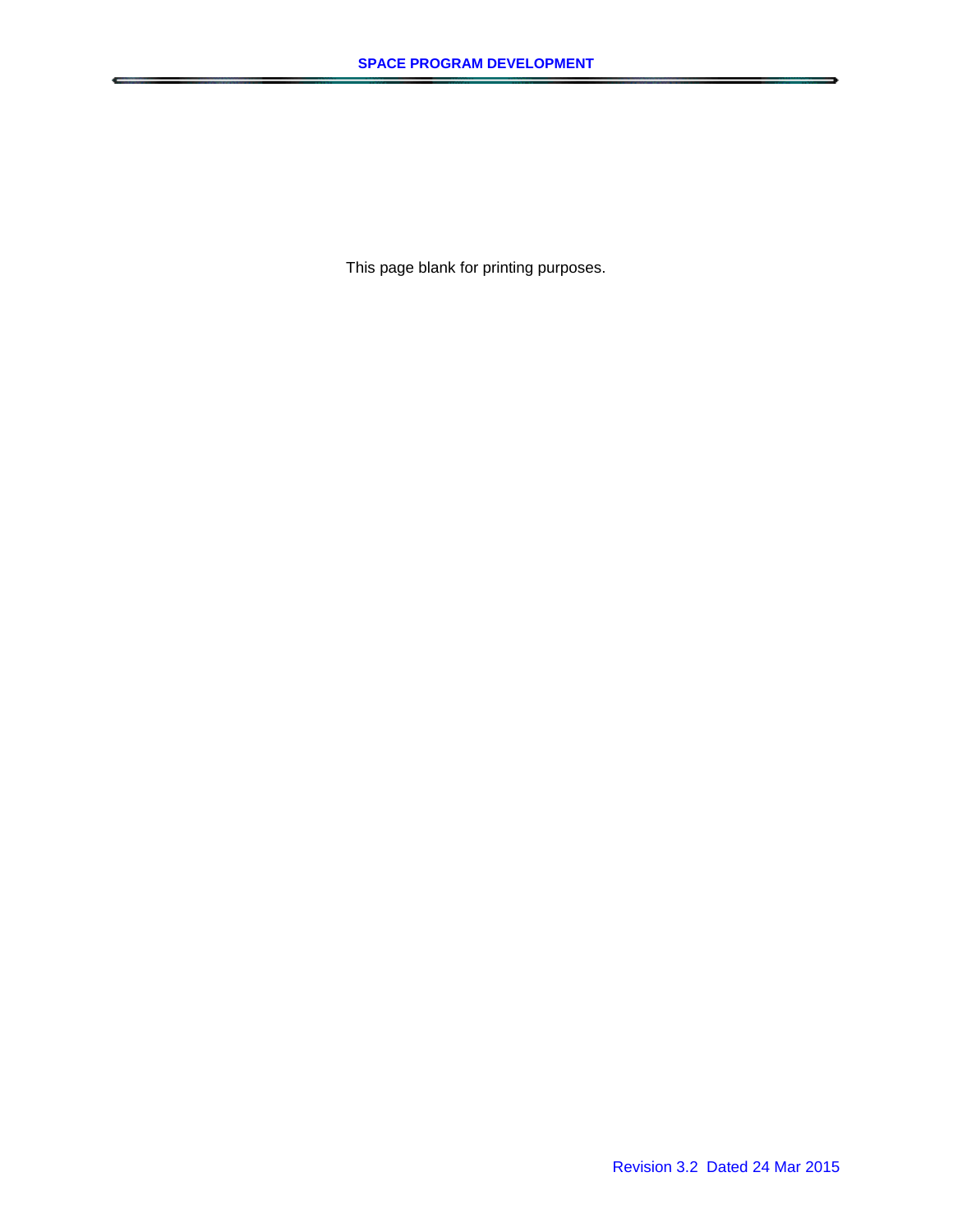This page blank for printing purposes.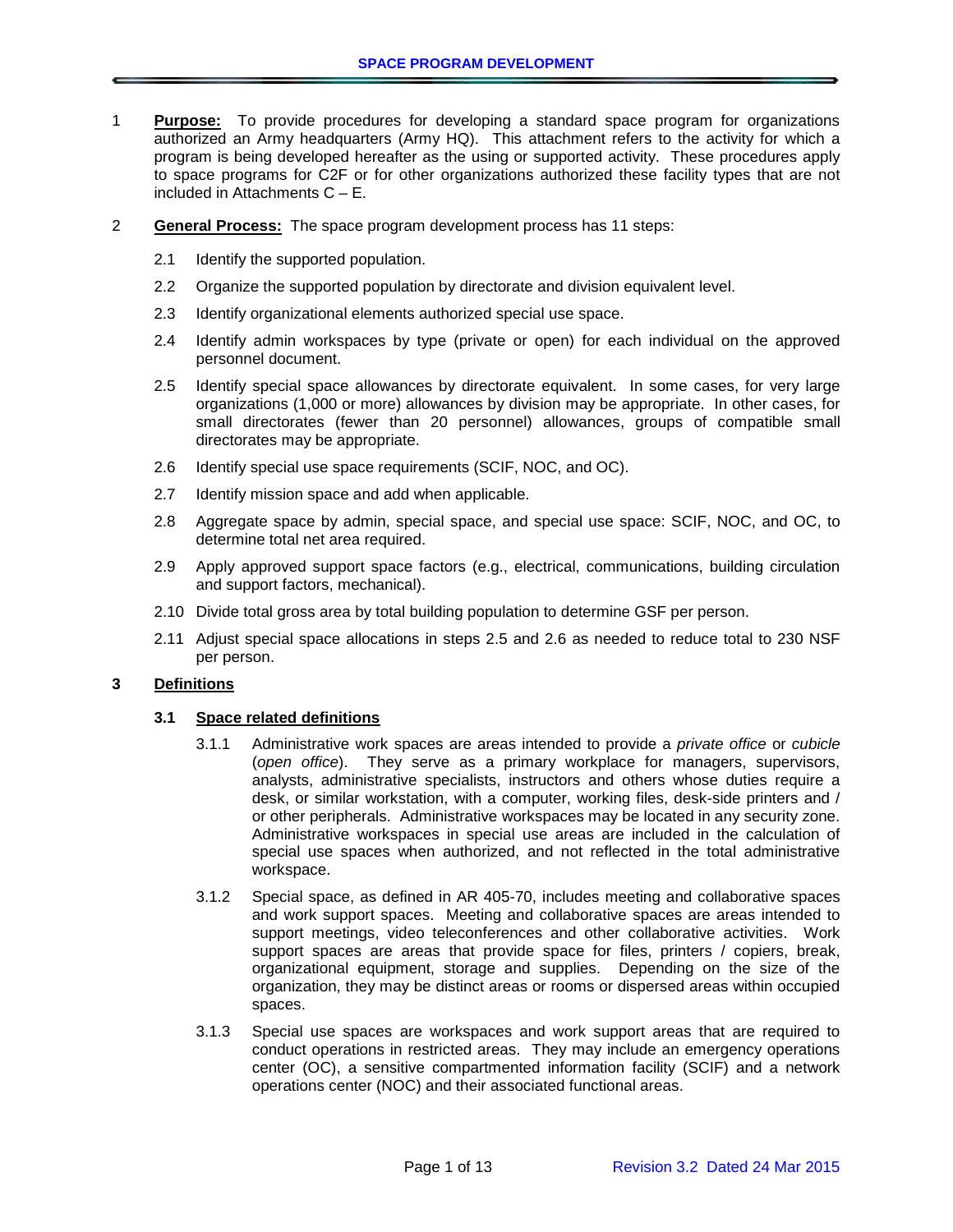1 **Purpose:** To provide procedures for developing a standard space program for organizations authorized an Army headquarters (Army HQ). This attachment refers to the activity for which a program is being developed hereafter as the using or supported activity. These procedures apply to space programs for C2F or for other organizations authorized these facility types that are not included in Attachments C – E.

2 **General Process:** The space program development process has 11 steps:

2.1 Identify the supported population.

2.2 Organize the supported population by directorate and division equivalent level.

2.3 Identify organizational elements authorized special use space.

2.4 Identify admin workspaces by type (private or open) for each individual on the approved personnel document.

2.5 Identify special space allowances by directorate equivalent. In some cases, for very large organizations (1,000 or more) allowances by division may be appropriate. In other cases, for small directorates (fewer than 20 personnel) allowances, groups of compatible small directorates may be appropriate.

2.6 Identify special use space requirements (SCIF, NOC, and OC).

2.7 Identify mission space and add when applicable.

2.8 Aggregate space by admin, special space, and special use space: SCIF, NOC, and OC, to determine total net area required.

2.9 Apply approved support space factors (e.g., electrical, communications, building circulation and support factors, mechanical).

2.10 Divide total gross area by total building population to determine GSF per person.

2.11 Adjust special space allocations in steps 2.5 and 2.6 as needed to reduce total to 230 NSF per person.

## 3 Definitions

### 3.1 Space related definitions

3.1.1 Administrative work spaces are areas intended to provide a *private office* or *cubicle* (*open office*). They serve as a primary workplace for managers, supervisors, analysts, administrative specialists, instructors and others whose duties require a desk, or similar workstation, with a computer, working files, desk-side printers and / or other peripherals. Administrative workspaces may be located in any security zone. Administrative workspaces in special use areas are included in the calculation of special use spaces when authorized, and not reflected in the total administrative workspace.

3.1.2 Special space, as defined in AR 405-70, includes meeting and collaborative spaces and work support spaces. Meeting and collaborative spaces are areas intended to support meetings, video teleconferences and other collaborative activities. Work support spaces are areas that provide space for files, printers / copiers, break, organizational equipment, storage and supplies. Depending on the size of the organization, they may be distinct areas or rooms or dispersed areas within occupied spaces.

3.1.3 Special use spaces are workspaces and work support areas that are required to conduct operations in restricted areas. They may include an emergency operations center (OC), a sensitive compartmented information facility (SCIF) and a network operations center (NOC) and their associated functional areas.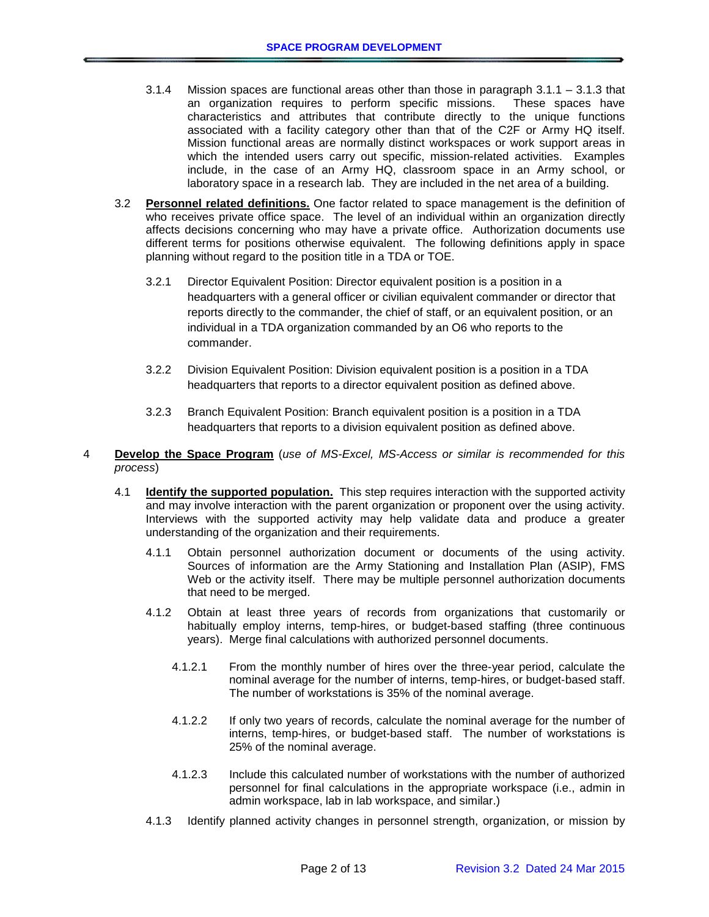3.1.4 Mission spaces are functional areas other than those in paragraph 3.1.1 – 3.1.3 that an organization requires to perform specific missions. These spaces have characteristics and attributes that contribute directly to the unique functions associated with a facility category other than that of the C2F or Army HQ itself. Mission functional areas are normally distinct workspaces or work support areas in which the intended users carry out specific, mission-related activities. Examples include, in the case of an Army HQ, classroom space in an Army school, or laboratory space in a research lab. They are included in the net area of a building.

3.2 **Personnel related definitions.** One factor related to space management is the definition of who receives private office space. The level of an individual within an organization directly affects decisions concerning who may have a private office. Authorization documents use different terms for positions otherwise equivalent. The following definitions apply in space planning without regard to the position title in a TDA or TOE.

3.2.1 Director Equivalent Position: Director equivalent position is a position in a headquarters with a general officer or civilian equivalent commander or director that reports directly to the commander, the chief of staff, or an equivalent position, or an individual in a TDA organization commanded by an O6 who reports to the commander.

3.2.2 Division Equivalent Position: Division equivalent position is a position in a TDA headquarters that reports to a director equivalent position as defined above.

3.2.3 Branch Equivalent Position: Branch equivalent position is a position in a TDA headquarters that reports to a division equivalent position as defined above.

4 **Develop the Space Program** (*use of MS-Excel, MS-Access or similar is recommended for this process*)

4.1 **Identify the supported population.** This step requires interaction with the supported activity and may involve interaction with the parent organization or proponent over the using activity. Interviews with the supported activity may help validate data and produce a greater understanding of the organization and their requirements.

4.1.1 Obtain personnel authorization document or documents of the using activity. Sources of information are the Army Stationing and Installation Plan (ASIP), FMS Web or the activity itself. There may be multiple personnel authorization documents that need to be merged.

4.1.2 Obtain at least three years of records from organizations that customarily or habitually employ interns, temp-hires, or budget-based staffing (three continuous years). Merge final calculations with authorized personnel documents.

4.1.2.1 From the monthly number of hires over the three-year period, calculate the nominal average for the number of interns, temp-hires, or budget-based staff. The number of workstations is 35% of the nominal average.

4.1.2.2 If only two years of records, calculate the nominal average for the number of interns, temp-hires, or budget-based staff. The number of workstations is 25% of the nominal average.

4.1.2.3 Include this calculated number of workstations with the number of authorized personnel for final calculations in the appropriate workspace (i.e., admin in admin workspace, lab in lab workspace, and similar.)

4.1.3 Identify planned activity changes in personnel strength, organization, or mission by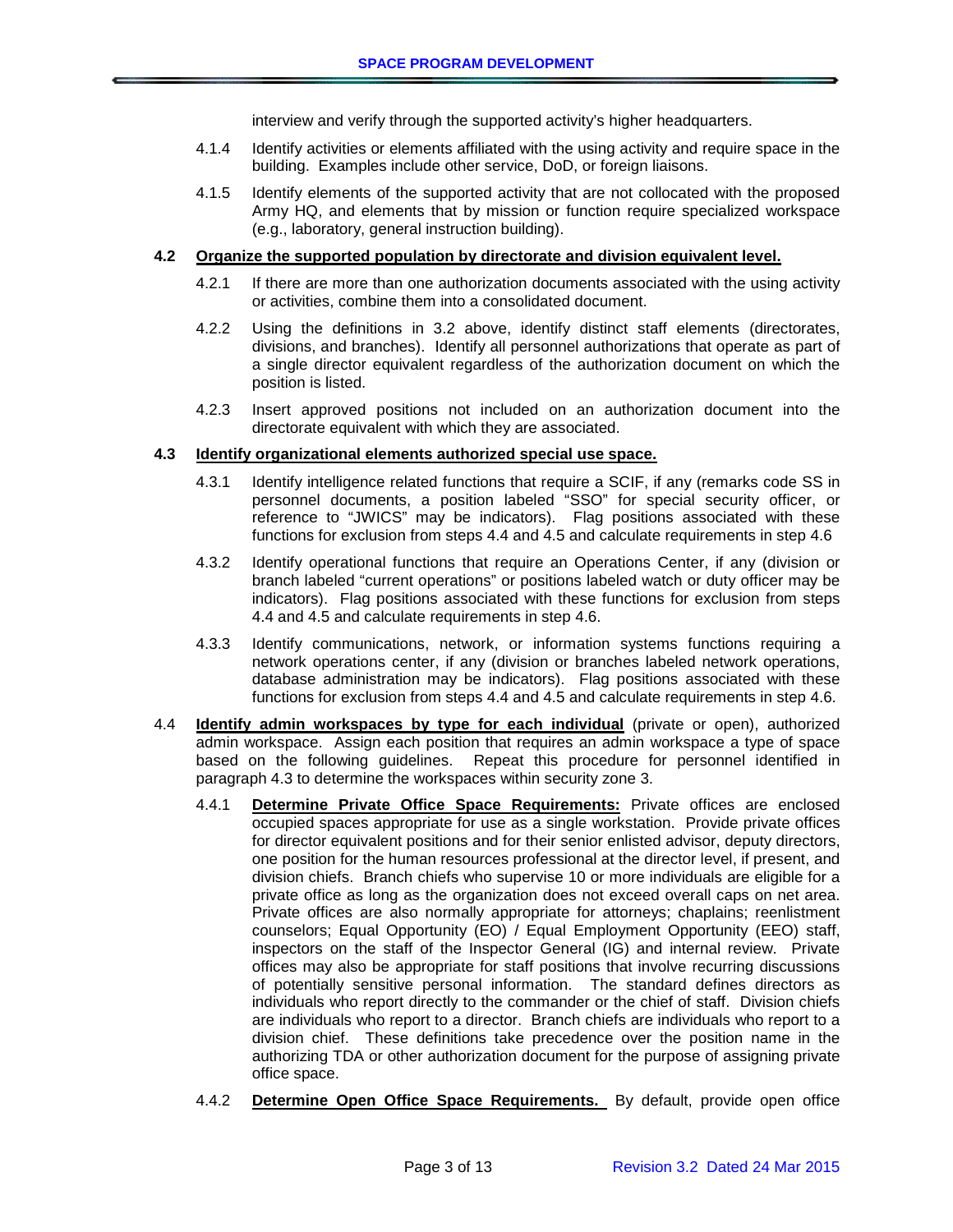interview and verify through the supported activity's higher headquarters.

4.1.4 Identify activities or elements affiliated with the using activity and require space in the building. Examples include other service, DoD, or foreign liaisons.

4.1.5 Identify elements of the supported activity that are not collocated with the proposed Army HQ, and elements that by mission or function require specialized workspace (e.g., laboratory, general instruction building).

**4.2 <u>Organize the supported population by directorate and division equivalent level.</u>**

4.2.1 If there are more than one authorization documents associated with the using activity or activities, combine them into a consolidated document.

4.2.2 Using the definitions in 3.2 above, identify distinct staff elements (directorates, divisions, and branches). Identify all personnel authorizations that operate as part of a single director equivalent regardless of the authorization document on which the position is listed.

4.2.3 Insert approved positions not included on an authorization document into the directorate equivalent with which they are associated.

**4.3 <u>Identify organizational elements authorized special use space.</u>**

4.3.1 Identify intelligence related functions that require a SCIF, if any (remarks code SS in personnel documents, a position labeled "SSO" for special security officer, or reference to "JWICS" may be indicators). Flag positions associated with these functions for exclusion from steps 4.4 and 4.5 and calculate requirements in step 4.6

4.3.2 Identify operational functions that require an Operations Center, if any (division or branch labeled "current operations" or positions labeled watch or duty officer may be indicators). Flag positions associated with these functions for exclusion from steps 4.4 and 4.5 and calculate requirements in step 4.6.

4.3.3 Identify communications, network, or information systems functions requiring a network operations center, if any (division or branches labeled network operations, database administration may be indicators). Flag positions associated with these functions for exclusion from steps 4.4 and 4.5 and calculate requirements in step 4.6.

4.4 **<u>Identify admin workspaces by type for each individual</u>** (private or open), authorized admin workspace. Assign each position that requires an admin workspace a type of space based on the following guidelines. Repeat this procedure for personnel identified in paragraph 4.3 to determine the workspaces within security zone 3.

4.4.1 **<u>Determine Private Office Space Requirements:</u>** Private offices are enclosed occupied spaces appropriate for use as a single workstation. Provide private offices for director equivalent positions and for their senior enlisted advisor, deputy directors, one position for the human resources professional at the director level, if present, and division chiefs. Branch chiefs who supervise 10 or more individuals are eligible for a private office as long as the organization does not exceed overall caps on net area. Private offices are also normally appropriate for attorneys; chaplains; reenlistment counselors; Equal Opportunity (EO) / Equal Employment Opportunity (EEO) staff, inspectors on the staff of the Inspector General (IG) and internal review. Private offices may also be appropriate for staff positions that involve recurring discussions of potentially sensitive personal information. The standard defines directors as individuals who report directly to the commander or the chief of staff. Division chiefs are individuals who report to a director. Branch chiefs are individuals who report to a division chief. These definitions take precedence over the position name in the authorizing TDA or other authorization document for the purpose of assigning private office space.

4.4.2 **<u>Determine Open Office Space Requirements.</u>** By default, provide open office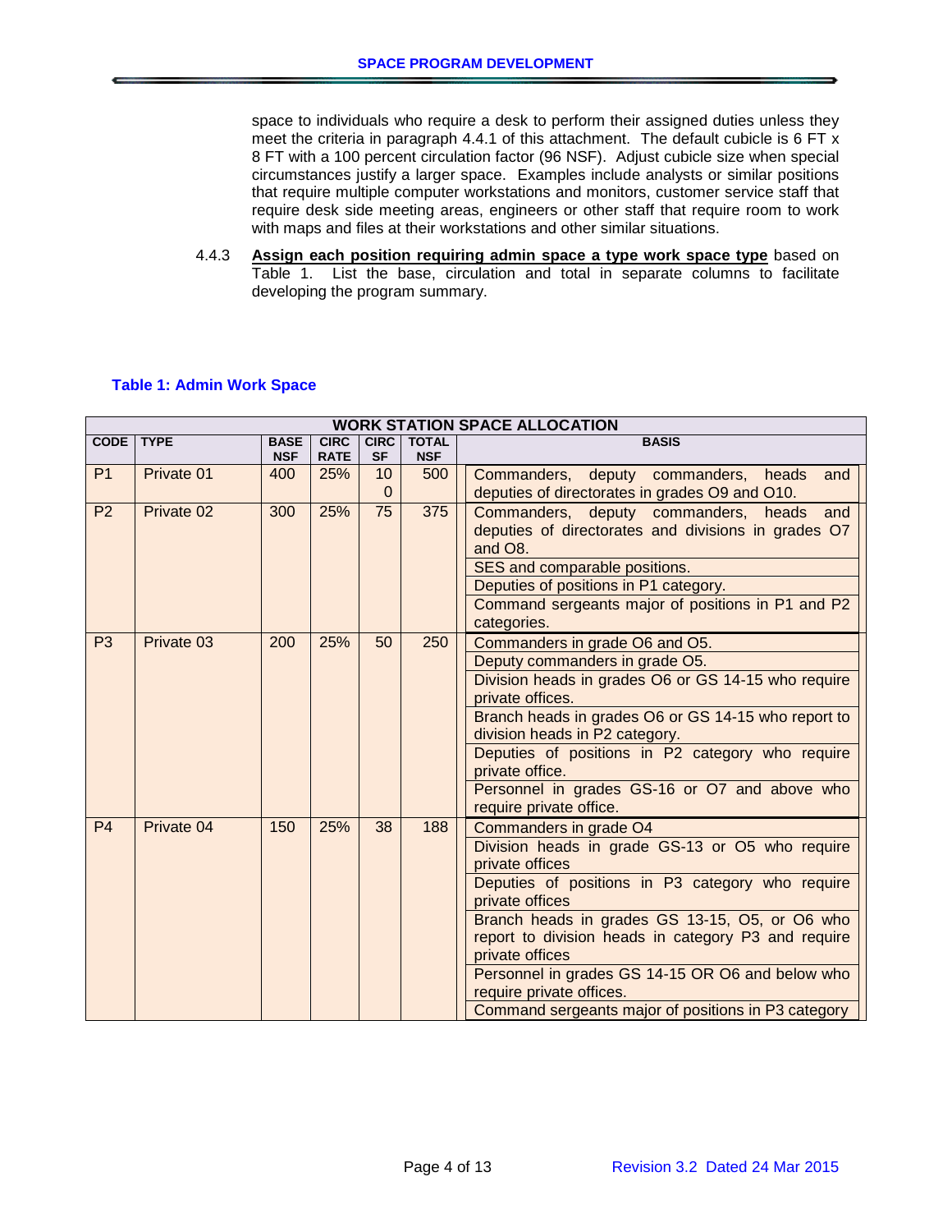space to individuals who require a desk to perform their assigned duties unless they meet the criteria in paragraph 4.4.1 of this attachment. The default cubicle is 6 FT x 8 FT with a 100 percent circulation factor (96 NSF). Adjust cubicle size when special circumstances justify a larger space. Examples include analysts or similar positions that require multiple computer workstations and monitors, customer service staff that require desk side meeting areas, engineers or other staff that require room to work with maps and files at their workstations and other similar situations.

4.4.3 **Assign each position requiring admin space a type work space type** based on Table 1. List the base, circulation and total in separate columns to facilitate developing the program summary.

**Table 1: Admin Work Space**

| WORK STATION SPACE ALLOCATION | | | | | | |
|---|---|---|---|---|---|---|
| CODE | TYPE | BASE NSF | CIRC RATE | CIRC SF | TOTAL NSF | BASIS |
| P1 | Private 01 | 400 | 25% | 100 | 500 | Commanders, deputy commanders, heads and deputies of directorates in grades O9 and O10. |
| P2 | Private 02 | 300 | 25% | 75 | 375 | Commanders, deputy commanders, heads and deputies of directorates and divisions in grades O7 and O8. |
| | | | | | | SES and comparable positions. |
| | | | | | | Deputies of positions in P1 category. |
| | | | | | | Command sergeants major of positions in P1 and P2 categories. |
| P3 | Private 03 | 200 | 25% | 50 | 250 | Commanders in grade O6 and O5. |
| | | | | | | Deputy commanders in grade O5. |
| | | | | | | Division heads in grades O6 or GS 14-15 who require private offices. |
| | | | | | | Branch heads in grades O6 or GS 14-15 who report to division heads in P2 category. |
| | | | | | | Deputies of positions in P2 category who require private office. |
| | | | | | | Personnel in grades GS-16 or O7 and above who require private office. |
| P4 | Private 04 | 150 | 25% | 38 | 188 | Commanders in grade O4 |
| | | | | | | Division heads in grade GS-13 or O5 who require private offices |
| | | | | | | Deputies of positions in P3 category who require private offices |
| | | | | | | Branch heads in grades GS 13-15, O5, or O6 who report to division heads in category P3 and require private offices |
| | | | | | | Personnel in grades GS 14-15 OR O6 and below who require private offices. |
| | | | | | | Command sergeants major of positions in P3 category |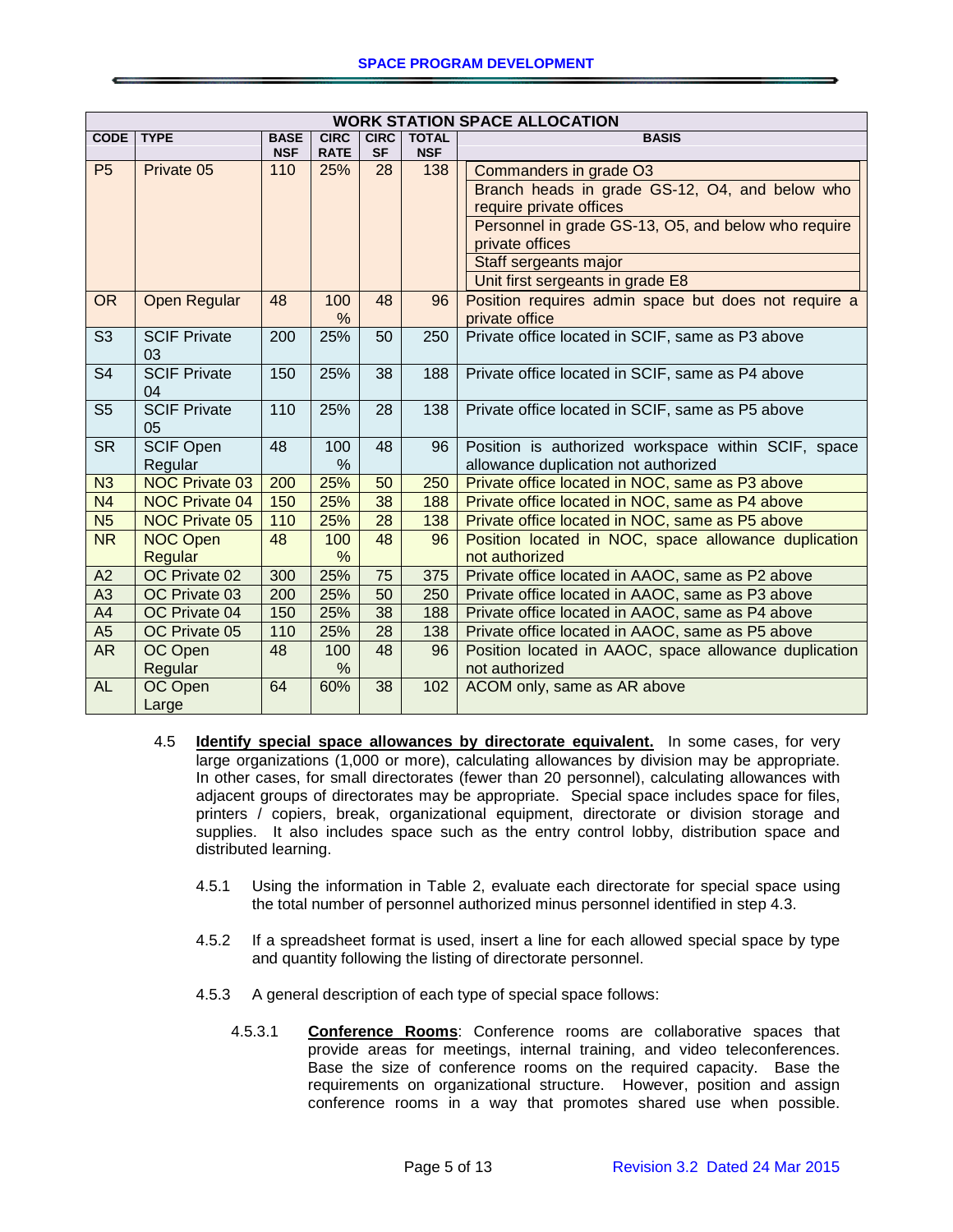| WORK STATION SPACE ALLOCATION | | | | | | |
|---|---|---|---|---|---|---|
| CODE | TYPE | BASE NSF | CIRC RATE | CIRC SF | TOTAL NSF | BASIS |
| P5 | Private 05 | 110 | 25% | 28 | 138 | Commanders in grade O3<br>Branch heads in grade GS-12, O4, and below who require private offices<br>Personnel in grade GS-13, O5, and below who require private offices<br>Staff sergeants major<br>Unit first sergeants in grade E8 |
| OR | Open Regular | 48 | 100 % | 48 | 96 | Position requires admin space but does not require a private office |
| S3 | SCIF Private 03 | 200 | 25% | 50 | 250 | Private office located in SCIF, same as P3 above |
| S4 | SCIF Private 04 | 150 | 25% | 38 | 188 | Private office located in SCIF, same as P4 above |
| S5 | SCIF Private 05 | 110 | 25% | 28 | 138 | Private office located in SCIF, same as P5 above |
| SR | SCIF Open Regular | 48 | 100 % | 48 | 96 | Position is authorized workspace within SCIF, space allowance duplication not authorized |
| N3 | NOC Private 03 | 200 | 25% | 50 | 250 | Private office located in NOC, same as P3 above |
| N4 | NOC Private 04 | 150 | 25% | 38 | 188 | Private office located in NOC, same as P4 above |
| N5 | NOC Private 05 | 110 | 25% | 28 | 138 | Private office located in NOC, same as P5 above |
| NR | NOC Open Regular | 48 | 100 % | 48 | 96 | Position located in NOC, space allowance duplication not authorized |
| A2 | OC Private 02 | 300 | 25% | 75 | 375 | Private office located in AAOC, same as P2 above |
| A3 | OC Private 03 | 200 | 25% | 50 | 250 | Private office located in AAOC, same as P3 above |
| A4 | OC Private 04 | 150 | 25% | 38 | 188 | Private office located in AAOC, same as P4 above |
| A5 | OC Private 05 | 110 | 25% | 28 | 138 | Private office located in AAOC, same as P5 above |
| AR | OC Open Regular | 48 | 100 % | 48 | 96 | Position located in AAOC, space allowance duplication not authorized |
| AL | OC Open Large | 64 | 60% | 38 | 102 | ACOM only, same as AR above |

4.5 **Identify special space allowances by directorate equivalent.** In some cases, for very large organizations (1,000 or more), calculating allowances by division may be appropriate. In other cases, for small directorates (fewer than 20 personnel), calculating allowances with adjacent groups of directorates may be appropriate. Special space includes space for files, printers / copiers, break, organizational equipment, directorate or division storage and supplies. It also includes space such as the entry control lobby, distribution space and distributed learning.

4.5.1 Using the information in Table 2, evaluate each directorate for special space using the total number of personnel authorized minus personnel identified in step 4.3.

4.5.2 If a spreadsheet format is used, insert a line for each allowed special space by type and quantity following the listing of directorate personnel.

4.5.3 A general description of each type of special space follows:

4.5.3.1 **Conference Rooms**: Conference rooms are collaborative spaces that provide areas for meetings, internal training, and video teleconferences. Base the size of conference rooms on the required capacity. Base the requirements on organizational structure. However, position and assign conference rooms in a way that promotes shared use when possible.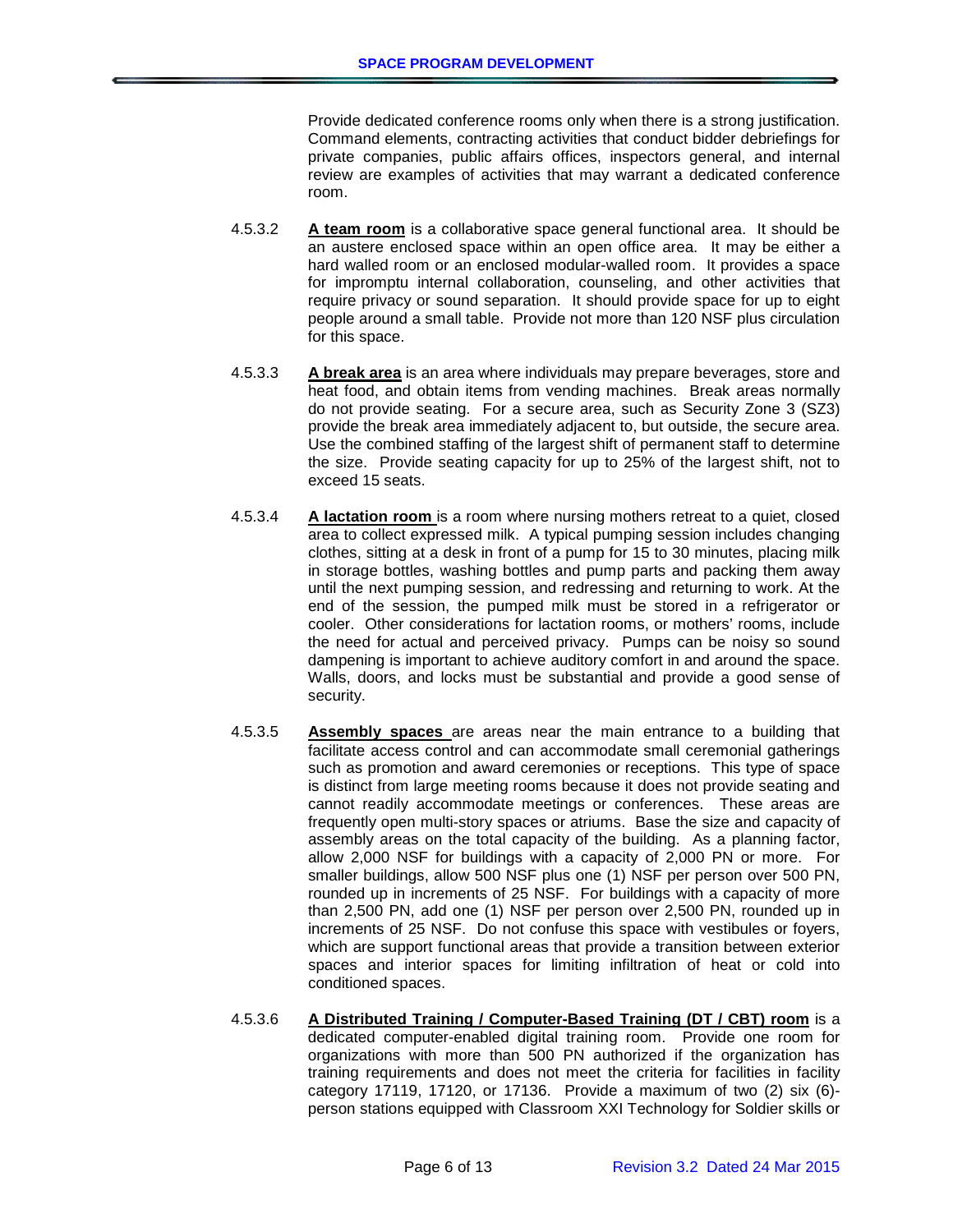Provide dedicated conference rooms only when there is a strong justification. Command elements, contracting activities that conduct bidder debriefings for private companies, public affairs offices, inspectors general, and internal review are examples of activities that may warrant a dedicated conference room.

4.5.3.2 **A team room** is a collaborative space general functional area. It should be an austere enclosed space within an open office area. It may be either a hard walled room or an enclosed modular-walled room. It provides a space for impromptu internal collaboration, counseling, and other activities that require privacy or sound separation. It should provide space for up to eight people around a small table. Provide not more than 120 NSF plus circulation for this space.

4.5.3.3 **A break area** is an area where individuals may prepare beverages, store and heat food, and obtain items from vending machines. Break areas normally do not provide seating. For a secure area, such as Security Zone 3 (SZ3) provide the break area immediately adjacent to, but outside, the secure area. Use the combined staffing of the largest shift of permanent staff to determine the size. Provide seating capacity for up to 25% of the largest shift, not to exceed 15 seats.

4.5.3.4 **A lactation room** is a room where nursing mothers retreat to a quiet, closed area to collect expressed milk. A typical pumping session includes changing clothes, sitting at a desk in front of a pump for 15 to 30 minutes, placing milk in storage bottles, washing bottles and pump parts and packing them away until the next pumping session, and redressing and returning to work. At the end of the session, the pumped milk must be stored in a refrigerator or cooler. Other considerations for lactation rooms, or mothers' rooms, include the need for actual and perceived privacy. Pumps can be noisy so sound dampening is important to achieve auditory comfort in and around the space. Walls, doors, and locks must be substantial and provide a good sense of security.

4.5.3.5 **Assembly spaces** are areas near the main entrance to a building that facilitate access control and can accommodate small ceremonial gatherings such as promotion and award ceremonies or receptions. This type of space is distinct from large meeting rooms because it does not provide seating and cannot readily accommodate meetings or conferences. These areas are frequently open multi-story spaces or atriums. Base the size and capacity of assembly areas on the total capacity of the building. As a planning factor, allow 2,000 NSF for buildings with a capacity of 2,000 PN or more. For smaller buildings, allow 500 NSF plus one (1) NSF per person over 500 PN, rounded up in increments of 25 NSF. For buildings with a capacity of more than 2,500 PN, add one (1) NSF per person over 2,500 PN, rounded up in increments of 25 NSF. Do not confuse this space with vestibules or foyers, which are support functional areas that provide a transition between exterior spaces and interior spaces for limiting infiltration of heat or cold into conditioned spaces.

4.5.3.6 **A Distributed Training / Computer-Based Training (DT / CBT) room** is a dedicated computer-enabled digital training room. Provide one room for organizations with more than 500 PN authorized if the organization has training requirements and does not meet the criteria for facilities in facility category 17119, 17120, or 17136. Provide a maximum of two (2) six (6)-person stations equipped with Classroom XXI Technology for Soldier skills or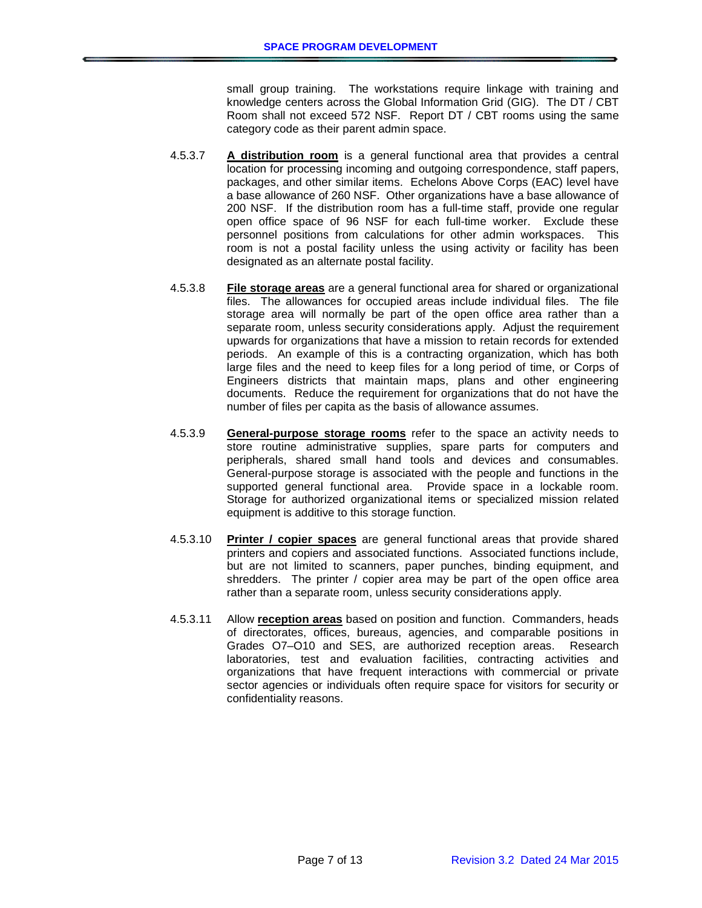small group training. The workstations require linkage with training and knowledge centers across the Global Information Grid (GIG). The DT / CBT Room shall not exceed 572 NSF. Report DT / CBT rooms using the same category code as their parent admin space.

4.5.3.7 **A distribution room** is a general functional area that provides a central location for processing incoming and outgoing correspondence, staff papers, packages, and other similar items. Echelons Above Corps (EAC) level have a base allowance of 260 NSF. Other organizations have a base allowance of 200 NSF. If the distribution room has a full-time staff, provide one regular open office space of 96 NSF for each full-time worker. Exclude these personnel positions from calculations for other admin workspaces. This room is not a postal facility unless the using activity or facility has been designated as an alternate postal facility.

4.5.3.8 **File storage areas** are a general functional area for shared or organizational files. The allowances for occupied areas include individual files. The file storage area will normally be part of the open office area rather than a separate room, unless security considerations apply. Adjust the requirement upwards for organizations that have a mission to retain records for extended periods. An example of this is a contracting organization, which has both large files and the need to keep files for a long period of time, or Corps of Engineers districts that maintain maps, plans and other engineering documents. Reduce the requirement for organizations that do not have the number of files per capita as the basis of allowance assumes.

4.5.3.9 **General-purpose storage rooms** refer to the space an activity needs to store routine administrative supplies, spare parts for computers and peripherals, shared small hand tools and devices and consumables. General-purpose storage is associated with the people and functions in the supported general functional area. Provide space in a lockable room. Storage for authorized organizational items or specialized mission related equipment is additive to this storage function.

4.5.3.10 **Printer / copier spaces** are general functional areas that provide shared printers and copiers and associated functions. Associated functions include, but are not limited to scanners, paper punches, binding equipment, and shredders. The printer / copier area may be part of the open office area rather than a separate room, unless security considerations apply.

4.5.3.11 Allow **reception areas** based on position and function. Commanders, heads of directorates, offices, bureaus, agencies, and comparable positions in Grades O7–O10 and SES, are authorized reception areas. Research laboratories, test and evaluation facilities, contracting activities and organizations that have frequent interactions with commercial or private sector agencies or individuals often require space for visitors for security or confidentiality reasons.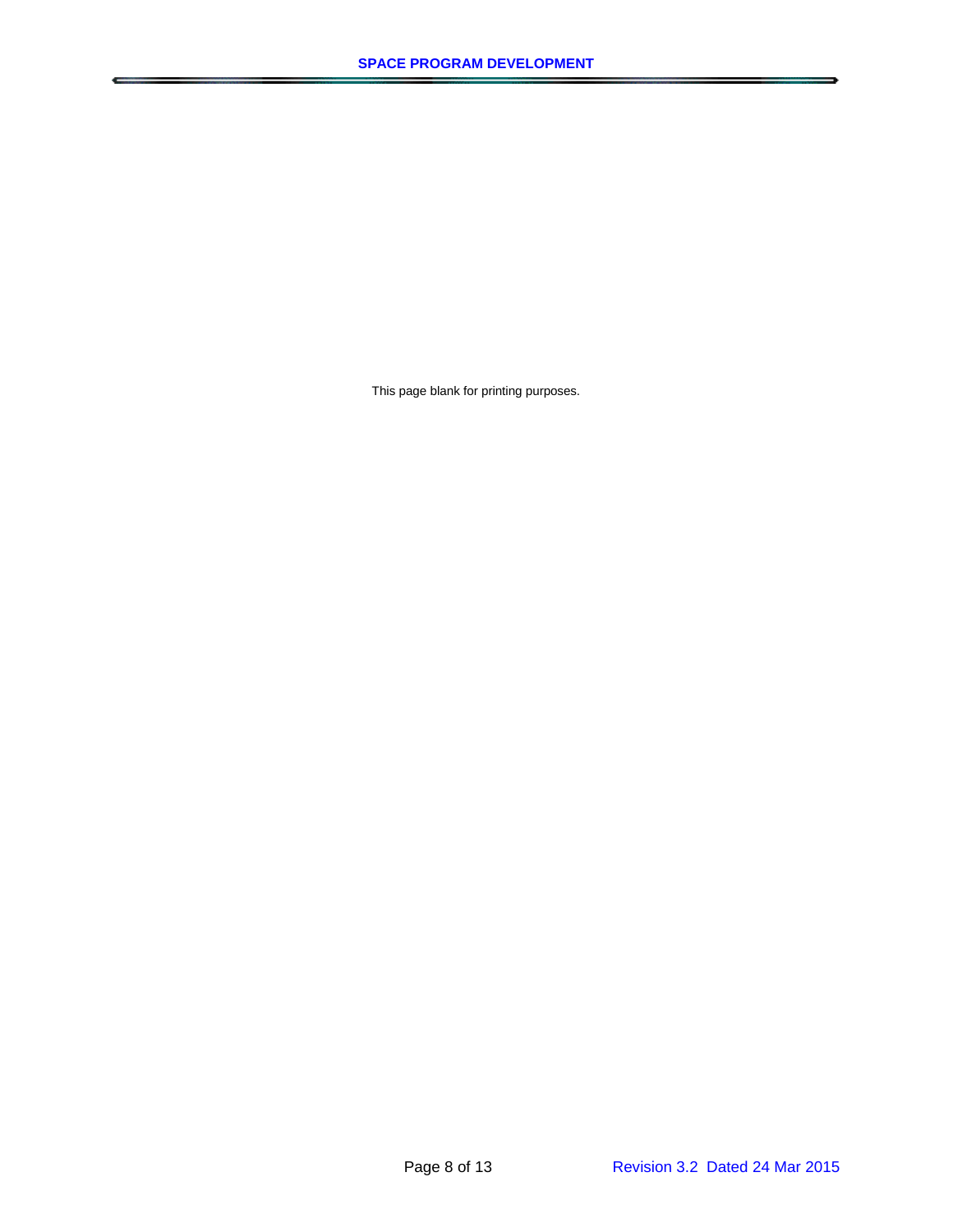This page blank for printing purposes.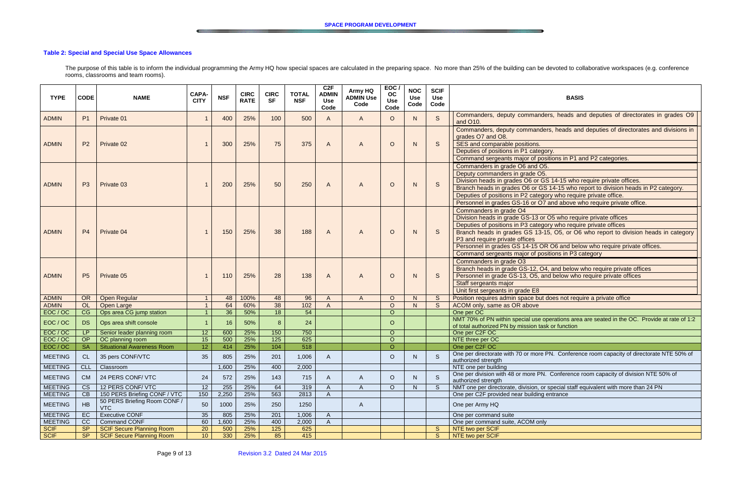### Table 2: Special and Special Use Space Allowances

The purpose of this table is to inform the individual programming the Army HQ how special spaces are calculated in the preparing space. No more than 25% of the building can be devoted to collaborative workspaces (e.g. conference rooms, classrooms and team rooms).

| TYPE | CODE | NAME | CAPA-CITY | NSF | CIRC RATE | CIRC SF | TOTAL NSF | C2F ADMIN Use Code | Army HQ ADMIN Use Code | EOC / OC Use Code | NOC Use Code | SCIF Use Code | BASIS |
|---|---|---|---|---|---|---|---|---|---|---|---|---|---|
| ADMIN | P1 | Private 01 | 1 | 400 | 25% | 100 | 500 | A | A | O | N | S | Commanders, deputy commanders, heads and deputies of directorates in grades O9 and O10. |
| ADMIN | P2 | Private 02 | 1 | 300 | 25% | 75 | 375 | A | A | O | N | S | Commanders, deputy commanders, heads and deputies of directorates and divisions in grades O7 and O8.<br>SES and comparable positions.<br>Deputies of positions in P1 category.<br>Command sergeants major of positions in P1 and P2 categories. |
| ADMIN | P3 | Private 03 | 1 | 200 | 25% | 50 | 250 | A | A | O | N | S | Commanders in grade O6 and O5.<br>Deputy commanders in grade O5.<br>Division heads in grades O6 or GS 14-15 who require private offices.<br>Branch heads in grades O6 or GS 14-15 who report to division heads in P2 category.<br>Deputies of positions in P2 category who require private office.<br>Personnel in grades GS-16 or O7 and above who require private office. |
| ADMIN | P4 | Private 04 | 1 | 150 | 25% | 38 | 188 | A | A | O | N | S | Commanders in grade O4<br>Division heads in grade GS-13 or O5 who require private offices<br>Deputies of positions in P3 category who require private offices<br>Branch heads in grades GS 13-15, O5, or O6 who report to division heads in category P3 and require private offices<br>Personnel in grades GS 14-15 OR O6 and below who require private offices.<br>Command sergeants major of positions in P3 category |
| ADMIN | P5 | Private 05 | 1 | 110 | 25% | 28 | 138 | A | A | O | N | S | Commanders in grade O3<br>Branch heads in grade GS-12, O4, and below who require private offices<br>Personnel in grade GS-13, O5, and below who require private offices<br>Staff sergeants major<br>Unit first sergeants in grade E8 |
| ADMIN | OR | Open Regular | 1 | 48 | 100% | 48 | 96 | A | A | O | N | S | Position requires admin space but does not require a private office |
| ADMIN | OL | Open Large | 1 | 64 | 60% | 38 | 102 | A | | O | N | S | ACOM only, same as OR above |
| EOC / OC | CG | Ops area CG jump station | 1 | 36 | 50% | 18 | 54 | | | O | | | One per OC |
| EOC / OC | DS | Ops area shift console | 1 | 16 | 50% | 8 | 24 | | | O | | | NMT 70% of PN within special use operations area are seated in the OC. Provide at rate of 1:2 of total authorized PN by mission task or function |
| EOC / OC | LP | Senior leader planning room | 12 | 600 | 25% | 150 | 750 | | | O | | | One per C2F OC |
| EOC / OC | OP | OC planning room | 15 | 500 | 25% | 125 | 625 | | | O | | | NTE three per OC |
| EOC / OC | SA | Situational Awareness Room | 12 | 414 | 25% | 104 | 518 | | | O | | | One per C2F OC |
| MEETING | CL | 35 pers CONF/VTC | 35 | 805 | 25% | 201 | 1,006 | A | | O | N | S | One per directorate with 70 or more PN. Conference room capacity of directorate NTE 50% of authorized strength |
| MEETING | CLL | Classroom | | 1,600 | 25% | 400 | 2,000 | | | | | | NTE one per building |
| MEETING | CM | 24 PERS CONF/ VTC | 24 | 572 | 25% | 143 | 715 | A | A | O | N | S | One per division with 48 or more PN. Conference room capacity of division NTE 50% of authorized strength |
| MEETING | CS | 12 PERS CONF/ VTC | 12 | 255 | 25% | 64 | 319 | A | A | O | N | S | NMT one per directorate, division, or special staff equivalent with more than 24 PN |
| MEETING | CB | 150 PERS Briefing CONF / VTC | 150 | 2,250 | 25% | 563 | 2813 | A | | | | | One per C2F provided near building entrance |
| MEETING | HB | 50 PERS Briefing Room CONF / VTC | 50 | 1000 | 25% | 250 | 1250 | | A | | | | One per Army HQ |
| MEETING | EC | Executive CONF | 35 | 805 | 25% | 201 | 1,006 | A | | | | | One per command suite |
| MEETING | CC | Command CONF | 60 | 1,600 | 25% | 400 | 2,000 | A | | | | | One per command suite, ACOM only |
| SCIF | SP | SCIF Secure Planning Room | 20 | 500 | 25% | 125 | 625 | | | | | S | NTE two per SCIF |
| SCIF | SP | SCIF Secure Planning Room | 10 | 330 | 25% | 85 | 415 | | | | | S | NTE two per SCIF |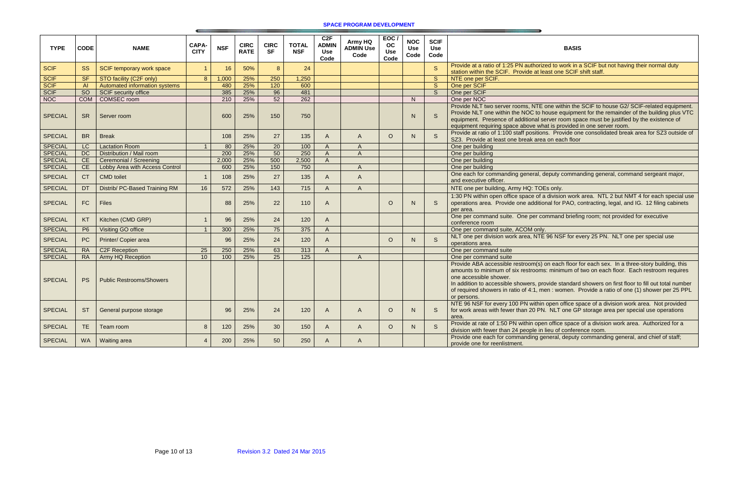# SPACE PROGRAM DEVELOPMENT

| TYPE | CODE | NAME | CAPA-CITY | NSF | CIRC RATE | CIRC SF | TOTAL NSF | C2F ADMIN Use Code | Army HQ ADMIN Use Code | EOC / OC Use Code | NOC Use Code | SCIF Use Code | BASIS |
|---|---|---|---|---|---|---|---|---|---|---|---|---|---|
| SCIF | SS | SCIF temporary work space | 1 | 16 | 50% | 8 | 24 | | | | | S | Provide at a ratio of 1:25 PN authorized to work in a SCIF but not having their normal duty station within the SCIF. Provide at least one SCIF shift staff. |
| SCIF | SF | STO facility (C2F only) | 8 | 1,000 | 25% | 250 | 1,250 | | | | | S | NTE one per SCIF. |
| SCIF | AI | Automated information systems | | 480 | 25% | 120 | 600 | | | | | S | One per SCIF |
| SCIF | SO | SCIF security office | | 385 | 25% | 96 | 481 | | | | | S | One per SCIF |
| NOC | COM | COMSEC room | | 210 | 25% | 52 | 262 | | | | N | | One per NOC |
| SPECIAL | SR | Server room | | 600 | 25% | 150 | 750 | | | | N | S | Provide NLT two server rooms, NTE one within the SCIF to house G2/ SCIF-related equipment. Provide NLT one within the NOC to house equipment for the remainder of the building plus VTC equipment. Presence of additional server room space must be justified by the existence of equipment requiring space above what is provided in one server room. |
| SPECIAL | BR | Break | | 108 | 25% | 27 | 135 | A | A | O | N | S | Provide at ratio of 1:100 staff positions. Provide one consolidated break area for SZ3 outside of SZ3. Provide at least one break area on each floor |
| SPECIAL | LC | Lactation Room | 1 | 80 | 25% | 20 | 100 | A | A | | | | One per building |
| SPECIAL | DC | Distribution / Mail room | | 200 | 25% | 50 | 250 | A | A | | | | One per building |
| SPECIAL | CE | Ceremonial / Screening | | 2,000 | 25% | 500 | 2,500 | A | | | | | One per building |
| SPECIAL | CE | Lobby Area with Access Control | | 600 | 25% | 150 | 750 | | A | | | | One per building |
| SPECIAL | CT | CMD toilet | 1 | 108 | 25% | 27 | 135 | A | A | | | | One each for commanding general, deputy commanding general, command sergeant major, and executive officer. |
| SPECIAL | DT | Distrib/ PC-Based Training RM | 16 | 572 | 25% | 143 | 715 | A | A | | | | NTE one per building, Army HQ: TOEs only. |
| SPECIAL | FC | Files | | 88 | 25% | 22 | 110 | A | | O | N | S | 1:30 PN within open office space of a division work area. NTL 2 but NMT 4 for each special use operations area. Provide one additional for PAO, contracting, legal, and IG. 12 filing cabinets per area. |
| SPECIAL | KT | Kitchen (CMD GRP) | 1 | 96 | 25% | 24 | 120 | A | | | | | One per command suite. One per command briefing room; not provided for executive conference room |
| SPECIAL | P6 | Visiting GO office | 1 | 300 | 25% | 75 | 375 | A | | | | | One per command suite, ACOM only. |
| SPECIAL | PC | Printer/ Copier area | | 96 | 25% | 24 | 120 | A | | O | N | S | NLT one per division work area, NTE 96 NSF for every 25 PN. NLT one per special use operations area. |
| SPECIAL | RA | C2F Reception | 25 | 250 | 25% | 63 | 313 | A | | | | | One per command suite |
| SPECIAL | RA | Army HQ Reception | 10 | 100 | 25% | 25 | 125 | | A | | | | One per command suite |
| SPECIAL | PS | Public Restrooms/Showers | | | | | | | | | | | Provide ABA accessible restroom(s) on each floor for each sex. In a three-story building, this amounts to minimum of six restrooms: minimum of two on each floor. Each restroom requires one accessible shower. In addition to accessible showers, provide standard showers on first floor to fill out total number of required showers in ratio of 4:1, men : women. Provide a ratio of one (1) shower per 25 PPL or persons. |
| SPECIAL | ST | General purpose storage | | 96 | 25% | 24 | 120 | A | A | O | N | S | NTE 96 NSF for every 100 PN within open office space of a division work area. Not provided for work areas with fewer than 20 PN. NLT one GP storage area per special use operations area. |
| SPECIAL | TE | Team room | 8 | 120 | 25% | 30 | 150 | A | A | O | N | S | Provide at rate of 1:50 PN within open office space of a division work area. Authorized for a division with fewer than 24 people in lieu of conference room. |
| SPECIAL | WA | Waiting area | 4 | 200 | 25% | 50 | 250 | A | A | | | | Provide one each for commanding general, deputy commanding general, and chief of staff; provide one for reenlistment. |

Revision 3.2 Dated 24 Mar 2015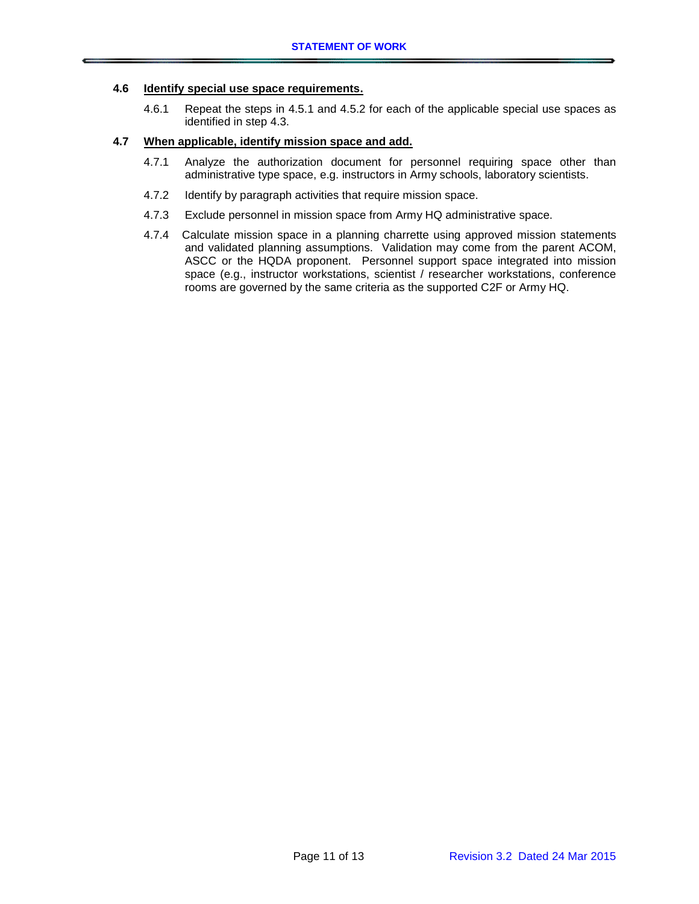### 4.6 Identify special use space requirements.

4.6.1 Repeat the steps in 4.5.1 and 4.5.2 for each of the applicable special use spaces as identified in step 4.3.

### 4.7 When applicable, identify mission space and add.

4.7.1 Analyze the authorization document for personnel requiring space other than administrative type space, e.g. instructors in Army schools, laboratory scientists.

4.7.2 Identify by paragraph activities that require mission space.

4.7.3 Exclude personnel in mission space from Army HQ administrative space.

4.7.4 Calculate mission space in a planning charrette using approved mission statements and validated planning assumptions. Validation may come from the parent ACOM, ASCC or the HQDA proponent. Personnel support space integrated into mission space (e.g., instructor workstations, scientist / researcher workstations, conference rooms are governed by the same criteria as the supported C2F or Army HQ.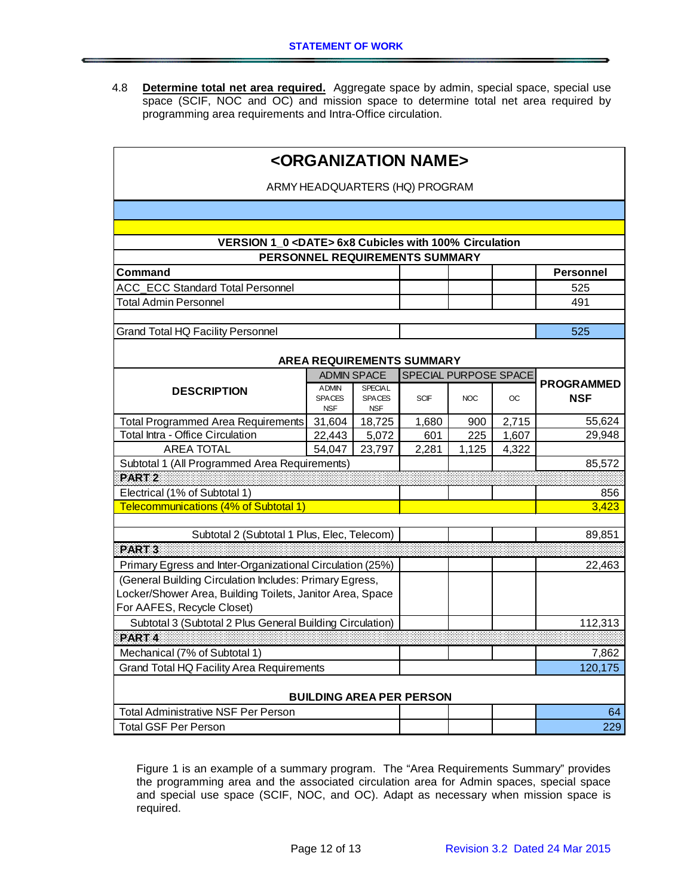4.8 **Determine total net area required.** Aggregate space by admin, special space, special use space (SCIF, NOC and OC) and mission space to determine total net area required by programming area requirements and Intra-Office circulation.

| **<ORGANIZATION NAME>** | | | | | | |
|---|---|---|---|---|---|---|
| ARMY HEADQUARTERS (HQ) PROGRAM | | | | | | |
| **VERSION 1_0 <DATE> 6x8 Cubicles with 100% Circulation** | | | | | | |
| **PERSONNEL REQUIREMENTS SUMMARY** | | | | | | |
| **Command** | | | | | | **Personnel** |
| ACC_ECC Standard Total Personnel | | | | | | 525 |
| Total Admin Personnel | | | | | | 491 |
| Grand Total HQ Facility Personnel | | | | | | 525 |
| **AREA REQUIREMENTS SUMMARY** | | | | | | |
| **DESCRIPTION** | ADMIN SPACE | | SPECIAL PURPOSE SPACE | | | **PROGRAMMED NSF** |
| | ADMIN SPACES NSF | SPECIAL SPACES NSF | SCIF | NOC | OC | |
| Total Programmed Area Requirements | 31,604 | 18,725 | 1,680 | 900 | 2,715 | 55,624 |
| Total Intra - Office Circulation | 22,443 | 5,072 | 601 | 225 | 1,607 | 29,948 |
| AREA TOTAL | 54,047 | 23,797 | 2,281 | 1,125 | 4,322 | |
| Subtotal 1 (All Programmed Area Requirements) | | | | | | 85,572 |
| **PART 2** | | | | | | |
| Electrical (1% of Subtotal 1) | | | | | | 856 |
| Telecommunications (4% of Subtotal 1) | | | | | | 3,423 |
| Subtotal 2 (Subtotal 1 Plus, Elec, Telecom) | | | | | | 89,851 |
| **PART 3** | | | | | | |
| Primary Egress and Inter-Organizational Circulation (25%) | | | | | | 22,463 |
| (General Building Circulation Includes: Primary Egress, Locker/Shower Area, Building Toilets, Janitor Area, Space For AAFES, Recycle Closet) | | | | | | |
| Subtotal 3 (Subtotal 2 Plus General Building Circulation) | | | | | | 112,313 |
| **PART 4** | | | | | | |
| Mechanical (7% of Subtotal 1) | | | | | | 7,862 |
| Grand Total HQ Facility Area Requirements | | | | | | 120,175 |
| **BUILDING AREA PER PERSON** | | | | | | |
| Total Administrative NSF Per Person | | | | | | 64 |
| Total GSF Per Person | | | | | | 229 |

Figure 1 is an example of a summary program. The "Area Requirements Summary" provides the programming area and the associated circulation area for Admin spaces, special space and special use space (SCIF, NOC, and OC). Adapt as necessary when mission space is required.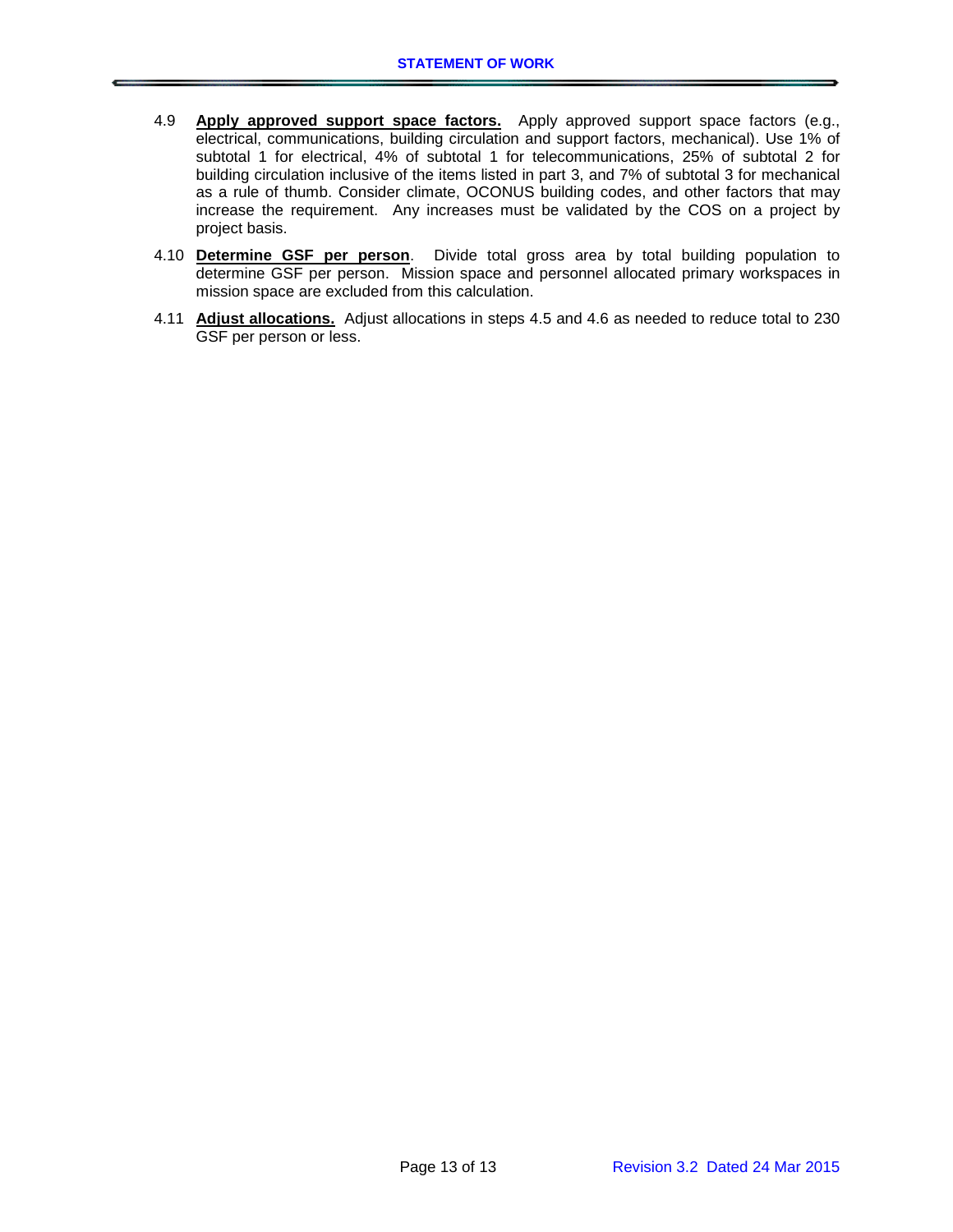4.9 **Apply approved support space factors.** Apply approved support space factors (e.g., electrical, communications, building circulation and support factors, mechanical). Use 1% of subtotal 1 for electrical, 4% of subtotal 1 for telecommunications, 25% of subtotal 2 for building circulation inclusive of the items listed in part 3, and 7% of subtotal 3 for mechanical as a rule of thumb. Consider climate, OCONUS building codes, and other factors that may increase the requirement. Any increases must be validated by the COS on a project by project basis.

4.10 **Determine GSF per person**. Divide total gross area by total building population to determine GSF per person. Mission space and personnel allocated primary workspaces in mission space are excluded from this calculation.

4.11 **Adjust allocations.** Adjust allocations in steps 4.5 and 4.6 as needed to reduce total to 230 GSF per person or less.